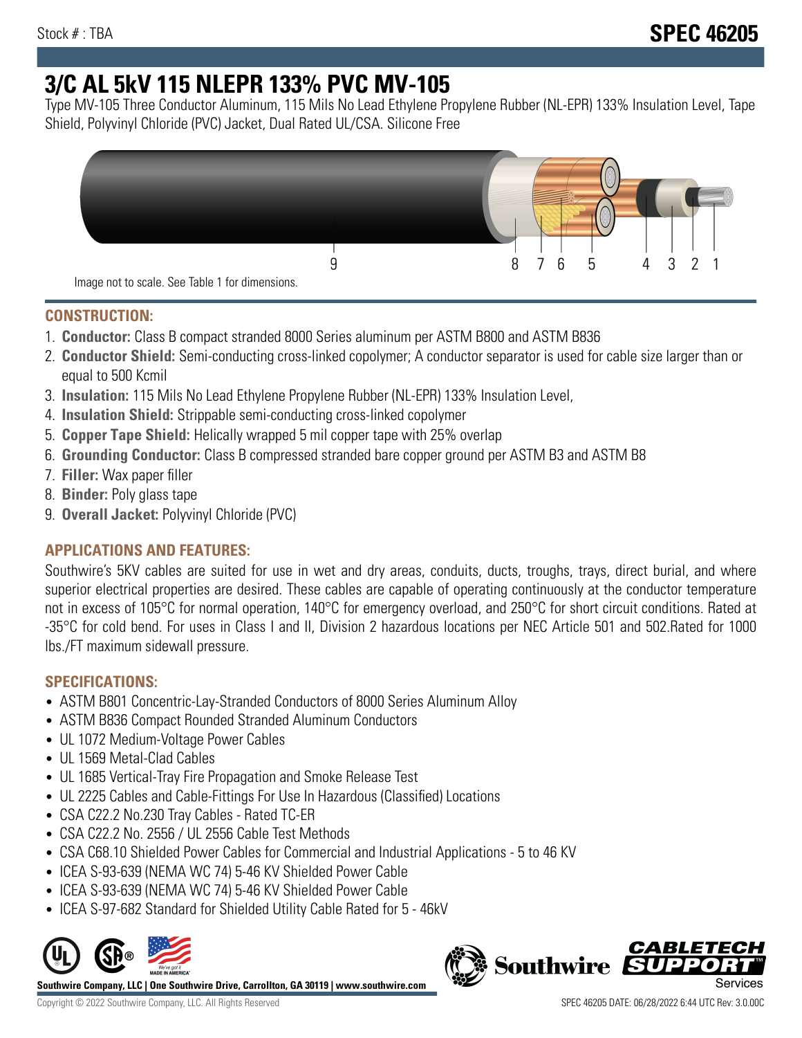Stock # : TBA

# SPEC 46205

# 3/C AL 5kV 115 NLEPR 133% PVC MV-105

Type MV-105 Three Conductor Aluminum, 115 Mils No Lead Ethylene Propylene Rubber (NL-EPR) 133% Insulation Level, Tape Shield, Polyvinyl Chloride (PVC) Jacket, Dual Rated UL/CSA. Silicone Free

9 8 7 6 5 4 3 2 1

Image not to scale. See Table 1 for dimensions.

## CONSTRUCTION:

1. **Conductor:** Class B compact stranded 8000 Series aluminum per ASTM B800 and ASTM B836
2. **Conductor Shield:** Semi-conducting cross-linked copolymer; A conductor separator is used for cable size larger than or equal to 500 Kcmil
3. **Insulation:** 115 Mils No Lead Ethylene Propylene Rubber (NL-EPR) 133% Insulation Level,
4. **Insulation Shield:** Strippable semi-conducting cross-linked copolymer
5. **Copper Tape Shield:** Helically wrapped 5 mil copper tape with 25% overlap
6. **Grounding Conductor:** Class B compressed stranded bare copper ground per ASTM B3 and ASTM B8
7. **Filler:** Wax paper filler
8. **Binder:** Poly glass tape
9. **Overall Jacket:** Polyvinyl Chloride (PVC)

## APPLICATIONS AND FEATURES:

Southwire's 5KV cables are suited for use in wet and dry areas, conduits, ducts, troughs, trays, direct burial, and where superior electrical properties are desired. These cables are capable of operating continuously at the conductor temperature not in excess of 105°C for normal operation, 140°C for emergency overload, and 250°C for short circuit conditions. Rated at -35°C for cold bend. For uses in Class I and II, Division 2 hazardous locations per NEC Article 501 and 502.Rated for 1000 lbs./FT maximum sidewall pressure.

## SPECIFICATIONS:

- ASTM B801 Concentric-Lay-Stranded Conductors of 8000 Series Aluminum Alloy
- ASTM B836 Compact Rounded Stranded Aluminum Conductors
- UL 1072 Medium-Voltage Power Cables
- UL 1569 Metal-Clad Cables
- UL 1685 Vertical-Tray Fire Propagation and Smoke Release Test
- UL 2225 Cables and Cable-Fittings For Use In Hazardous (Classified) Locations
- CSA C22.2 No.230 Tray Cables - Rated TC-ER
- CSA C22.2 No. 2556 / UL 2556 Cable Test Methods
- CSA C68.10 Shielded Power Cables for Commercial and Industrial Applications - 5 to 46 KV
- ICEA S-93-639 (NEMA WC 74) 5-46 KV Shielded Power Cable
- ICEA S-93-639 (NEMA WC 74) 5-46 KV Shielded Power Cable
- ICEA S-97-682 Standard for Shielded Utility Cable Rated for 5 - 46kV

Southwire Company, LLC | One Southwire Drive, Carrollton, GA 30119 | www.southwire.com

Copyright © 2022 Southwire Company, LLC. All Rights Reserved

SPEC 46205 DATE: 06/28/2022 6:44 UTC Rev: 3.0.00C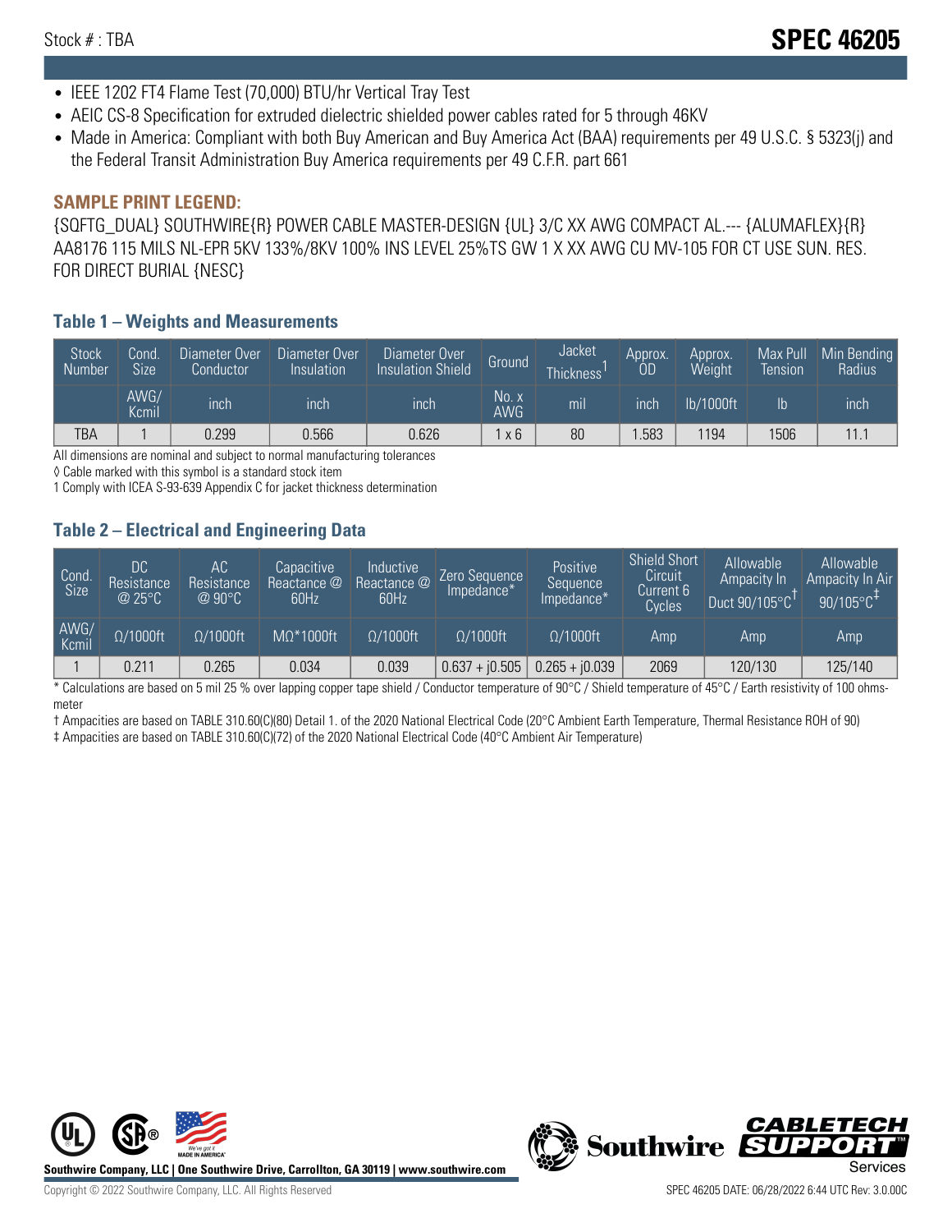- IEEE 1202 FT4 Flame Test (70,000) BTU/hr Vertical Tray Test
- AEIC CS-8 Specification for extruded dielectric shielded power cables rated for 5 through 46KV
- Made in America: Compliant with both Buy American and Buy America Act (BAA) requirements per 49 U.S.C. § 5323(j) and the Federal Transit Administration Buy America requirements per 49 C.F.R. part 661

## SAMPLE PRINT LEGEND:

{SQFTG_DUAL} SOUTHWIRE{R} POWER CABLE MASTER-DESIGN {UL} 3/C XX AWG COMPACT AL.--- {ALUMAFLEX}{R} AA8176 115 MILS NL-EPR 5KV 133%/8KV 100% INS LEVEL 25%TS GW 1 X XX AWG CU MV-105 FOR CT USE SUN. RES. FOR DIRECT BURIAL {NESC}

### Table 1 – Weights and Measurements

| Stock Number | Cond. Size | Diameter Over Conductor | Diameter Over Insulation | Diameter Over Insulation Shield | Ground | Jacket Thickness[1] | Approx. OD | Approx. Weight | Max Pull Tension | Min Bending Radius |
|---|---|---|---|---|---|---|---|---|---|---|
| | AWG/ Kcmil | inch | inch | inch | No. x AWG | mil | inch | lb/1000ft | lb | inch |
| TBA | 1 | 0.299 | 0.566 | 0.626 | 1 x 6 | 80 | 1.583 | 1194 | 1506 | 11.1 |

All dimensions are nominal and subject to normal manufacturing tolerances

◊ Cable marked with this symbol is a standard stock item

1 Comply with ICEA S-93-639 Appendix C for jacket thickness determination

### Table 2 – Electrical and Engineering Data

| Cond. Size | DC Resistance @ 25°C | AC Resistance @ 90°C | Capacitive Reactance @ 60Hz | Inductive Reactance @ 60Hz | Zero Sequence Impedance* | Positive Sequence Impedance* | Shield Short Circuit Current 6 Cycles | Allowable Ampacity In Duct 90/105°C† | Allowable Ampacity In Air 90/105°C‡ |
|---|---|---|---|---|---|---|---|---|---|
| AWG/ Kcmil | Ω/1000ft | Ω/1000ft | MΩ*1000ft | Ω/1000ft | Ω/1000ft | Ω/1000ft | Amp | Amp | Amp |
| 1 | 0.211 | 0.265 | 0.034 | 0.039 | 0.637 + j0.505 | 0.265 + j0.039 | 2069 | 120/130 | 125/140 |

* Calculations are based on 5 mil 25 % over lapping copper tape shield / Conductor temperature of 90°C / Shield temperature of 45°C / Earth resistivity of 100 ohms-meter

† Ampacities are based on TABLE 310.60(C)(80) Detail 1. of the 2020 National Electrical Code (20°C Ambient Earth Temperature, Thermal Resistance ROH of 90)

‡ Ampacities are based on TABLE 310.60(C)(72) of the 2020 National Electrical Code (40°C Ambient Air Temperature)